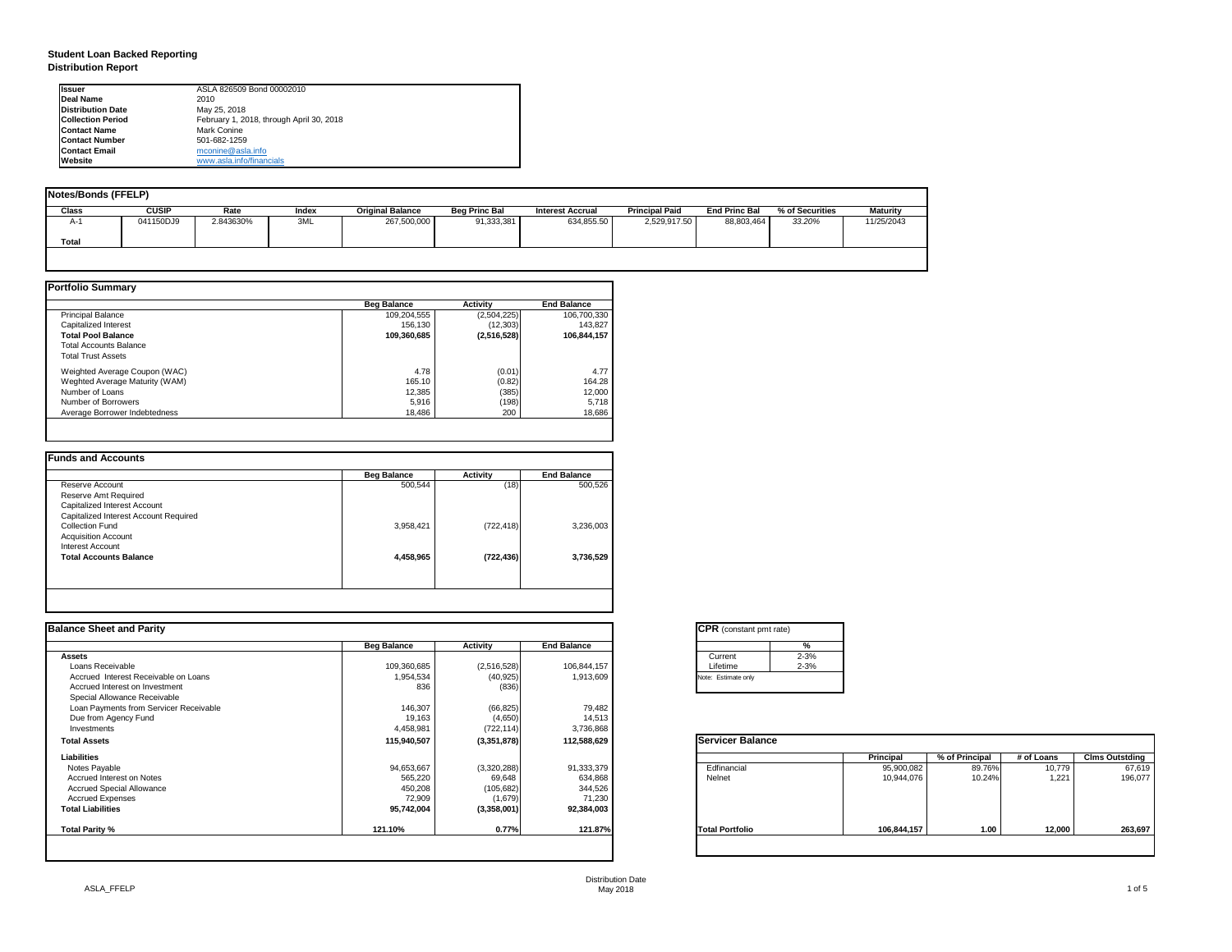# Student Loan Backed Reporting
## Distribution Report

| | |
|---|---|
| **Issuer** | ASLA 826509 Bond 00002010 |
| **Deal Name** | 2010 |
| **Distribution Date** | May 25, 2018 |
| **Collection Period** | February 1, 2018, through April 30, 2018 |
| **Contact Name** | Mark Conine |
| **Contact Number** | 501-682-1259 |
| **Contact Email** | mconine@asla.info |
| **Website** | www.asla.info/financials |

### Notes/Bonds (FFELP)

| Class | CUSIP | Rate | Index | Original Balance | Beg Princ Bal | Interest Accrual | Principal Paid | End Princ Bal | % of Securities | Maturity |
|---|---|---|---|---|---|---|---|---|---|---|
| A-1 | 041150DJ9 | 2.843630% | 3ML | 267,500,000 | 91,333,381 | 634,855.50 | 2,529,917.50 | 88,803,464 | *33.20%* | 11/25/2043 |
| **Total** | | | | | | | | | | |

### Portfolio Summary

| | Beg Balance | Activity | End Balance |
|---|---|---|---|
| Principal Balance | 109,204,555 | (2,504,225) | 106,700,330 |
| Capitalized Interest | 156,130 | (12,303) | 143,827 |
| **Total Pool Balance** | **109,360,685** | **(2,516,528)** | **106,844,157** |
| Total Accounts Balance | | | |
| Total Trust Assets | | | |
| Weighted Average Coupon (WAC) | 4.78 | (0.01) | 4.77 |
| Weghted Average Maturity (WAM) | 165.10 | (0.82) | 164.28 |
| Number of Loans | 12,385 | (385) | 12,000 |
| Number of Borrowers | 5,916 | (198) | 5,718 |
| Average Borrower Indebtedness | 18,486 | 200 | 18,686 |

### Funds and Accounts

| | Beg Balance | Activity | End Balance |
|---|---|---|---|
| Reserve Account | 500,544 | (18) | 500,526 |
| Reserve Amt Required | | | |
| Capitalized Interest Account | | | |
| Capitalized Interest Account Required | | | |
| Collection Fund | 3,958,421 | (722,418) | 3,236,003 |
| Acquisition Account | | | |
| Interest Account | | | |
| **Total Accounts Balance** | **4,458,965** | **(722,436)** | **3,736,529** |

### Balance Sheet and Parity

| | Beg Balance | Activity | End Balance |
|---|---|---|---|
| **Assets** | | | |
| Loans Receivable | 109,360,685 | (2,516,528) | 106,844,157 |
| Accrued Interest Receivable on Loans | 1,954,534 | (40,925) | 1,913,609 |
| Accrued Interest on Investment | 836 | (836) | |
| Special Allowance Receivable | | | |
| Loan Payments from Servicer Receivable | 146,307 | (66,825) | 79,482 |
| Due from Agency Fund | 19,163 | (4,650) | 14,513 |
| Investments | 4,458,981 | (722,114) | 3,736,868 |
| **Total Assets** | **115,940,507** | **(3,351,878)** | **112,588,629** |
| **Liabilities** | | | |
| Notes Payable | 94,653,667 | (3,320,288) | 91,333,379 |
| Accrued Interest on Notes | 565,220 | 69,648 | 634,868 |
| Accrued Special Allowance | 450,208 | (105,682) | 344,526 |
| Accrued Expenses | 72,909 | (1,679) | 71,230 |
| **Total Liabilities** | **95,742,004** | **(3,358,001)** | **92,384,003** |
| **Total Parity %** | **121.10%** | **0.77%** | **121.87%** |

### CPR (constant pmt rate)

| | % |
|---|---|
| Current | 2-3% |
| Lifetime | 2-3% |

Note: Estimate only

### Servicer Balance

| | Principal | % of Principal | # of Loans | Clms Outstding |
|---|---|---|---|---|
| Edfinancial | 95,900,082 | 89.76% | 10,779 | 67,619 |
| Nelnet | 10,944,076 | 10.24% | 1,221 | 196,077 |
| **Total Portfolio** | **106,844,157** | **1.00** | **12,000** | **263,697** |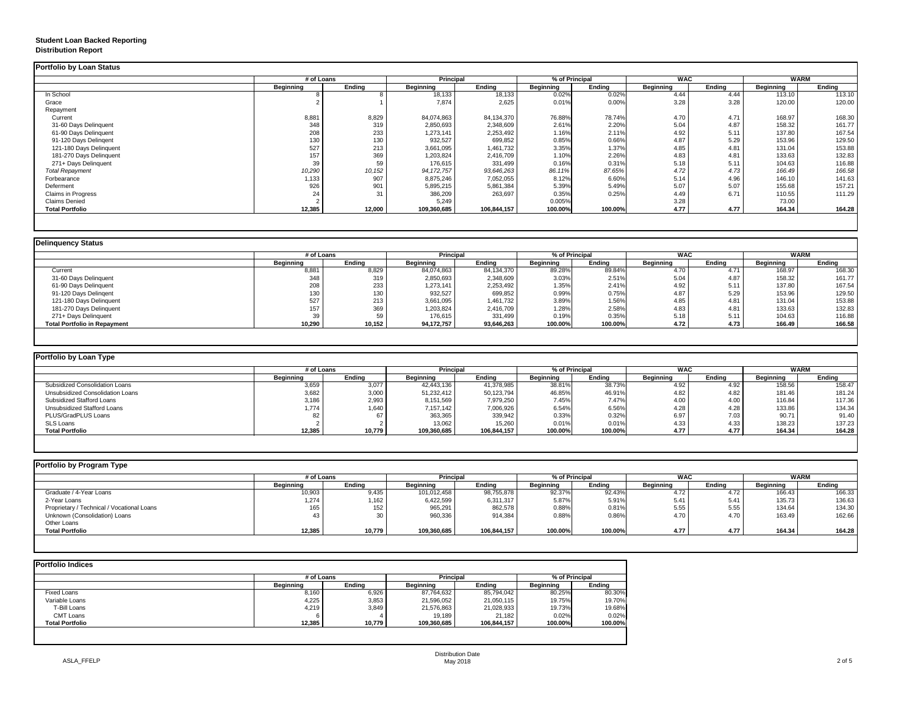**Student Loan Backed Reporting**
**Distribution Report**

**Portfolio by Loan Status**

| | # of Loans | | Principal | | % of Principal | | WAC | | WARM | |
|---|---|---|---|---|---|---|---|---|---|---|
| | Beginning | Ending | Beginning | Ending | Beginning | Ending | Beginning | Ending | Beginning | Ending |
| In School | 8 | 8 | 18,133 | 18,133 | 0.02% | 0.02% | 4.44 | 4.44 | 113.10 | 113.10 |
| Grace | 2 | 1 | 7,874 | 2,625 | 0.01% | 0.00% | 3.28 | 3.28 | 120.00 | 120.00 |
| Repayment | | | | | | | | | | |
| Current | 8,881 | 8,829 | 84,074,863 | 84,134,370 | 76.88% | 78.74% | 4.70 | 4.71 | 168.97 | 168.30 |
| 31-60 Days Delinquent | 348 | 319 | 2,850,693 | 2,348,609 | 2.61% | 2.20% | 5.04 | 4.87 | 158.32 | 161.77 |
| 61-90 Days Delinquent | 208 | 233 | 1,273,141 | 2,253,492 | 1.16% | 2.11% | 4.92 | 5.11 | 137.80 | 167.54 |
| 91-120 Days Delingent | 130 | 130 | 932,527 | 699,852 | 0.85% | 0.66% | 4.87 | 5.29 | 153.96 | 129.50 |
| 121-180 Days Delinquent | 527 | 213 | 3,661,095 | 1,461,732 | 3.35% | 1.37% | 4.85 | 4.81 | 131.04 | 153.88 |
| 181-270 Days Delinquent | 157 | 369 | 1,203,824 | 2,416,709 | 1.10% | 2.26% | 4.83 | 4.81 | 133.63 | 132.83 |
| 271+ Days Delinquent | 39 | 59 | 176,615 | 331,499 | 0.16% | 0.31% | 5.18 | 5.11 | 104.63 | 116.88 |
| *Total Repayment* | *10,290* | *10,152* | *94,172,757* | *93,646,263* | *86.11%* | *87.65%* | *4.72* | *4.73* | *166.49* | *166.58* |
| Forbearance | 1,133 | 907 | 8,875,246 | 7,052,055 | 8.12% | 6.60% | 5.14 | 4.96 | 146.10 | 141.63 |
| Deferment | 926 | 901 | 5,895,215 | 5,861,384 | 5.39% | 5.49% | 5.07 | 5.07 | 155.68 | 157.21 |
| Claims in Progress | 24 | 31 | 386,209 | 263,697 | 0.35% | 0.25% | 4.49 | 6.71 | 110.55 | 111.29 |
| Claims Denied | 2 | | 5,249 | | 0.005% | | 3.28 | | 73.00 | |
| **Total Portfolio** | **12,385** | **12,000** | **109,360,685** | **106,844,157** | **100.00%** | **100.00%** | **4.77** | **4.77** | **164.34** | **164.28** |

**Delinquency Status**

| | # of Loans | | Principal | | % of Principal | | WAC | | WARM | |
|---|---|---|---|---|---|---|---|---|---|---|
| | Beginning | Ending | Beginning | Ending | Beginning | Ending | Beginning | Ending | Beginning | Ending |
| Current | 8,881 | 8,829 | 84,074,863 | 84,134,370 | 89.28% | 89.84% | 4.70 | 4.71 | 168.97 | 168.30 |
| 31-60 Days Delinquent | 348 | 319 | 2,850,693 | 2,348,609 | 3.03% | 2.51% | 5.04 | 4.87 | 158.32 | 161.77 |
| 61-90 Days Delinquent | 208 | 233 | 1,273,141 | 2,253,492 | 1.35% | 2.41% | 4.92 | 5.11 | 137.80 | 167.54 |
| 91-120 Days Delingent | 130 | 130 | 932,527 | 699,852 | 0.99% | 0.75% | 4.87 | 5.29 | 153.96 | 129.50 |
| 121-180 Days Delinquent | 527 | 213 | 3,661,095 | 1,461,732 | 3.89% | 1.56% | 4.85 | 4.81 | 131.04 | 153.88 |
| 181-270 Days Delinquent | 157 | 369 | 1,203,824 | 2,416,709 | 1.28% | 2.58% | 4.83 | 4.81 | 133.63 | 132.83 |
| 271+ Days Delinquent | 39 | 59 | 176,615 | 331,499 | 0.19% | 0.35% | 5.18 | 5.11 | 104.63 | 116.88 |
| **Total Portfolio in Repayment** | **10,290** | **10,152** | **94,172,757** | **93,646,263** | **100.00%** | **100.00%** | **4.72** | **4.73** | **166.49** | **166.58** |

**Portfolio by Loan Type**

| | # of Loans | | Principal | | % of Principal | | WAC | | WARM | |
|---|---|---|---|---|---|---|---|---|---|---|
| | Beginning | Ending | Beginning | Ending | Beginning | Ending | Beginning | Ending | Beginning | Ending |
| Subsidized Consolidation Loans | 3,659 | 3,077 | 42,443,136 | 41,378,985 | 38.81% | 38.73% | 4.92 | 4.92 | 158.56 | 158.47 |
| Unsubsidized Consolidation Loans | 3,682 | 3,000 | 51,232,412 | 50,123,794 | 46.85% | 46.91% | 4.82 | 4.82 | 181.46 | 181.24 |
| Subsidized Stafford Loans | 3,186 | 2,993 | 8,151,569 | 7,979,250 | 7.45% | 7.47% | 4.00 | 4.00 | 116.84 | 117.36 |
| Unsubsidized Stafford Loans | 1,774 | 1,640 | 7,157,142 | 7,006,926 | 6.54% | 6.56% | 4.28 | 4.28 | 133.86 | 134.34 |
| PLUS/GradPLUS Loans | 82 | 67 | 363,365 | 339,942 | 0.33% | 0.32% | 6.97 | 7.03 | 90.71 | 91.40 |
| SLS Loans | 2 | 2 | 13,062 | 15,260 | 0.01% | 0.01% | 4.33 | 4.33 | 138.23 | 137.23 |
| **Total Portfolio** | **12,385** | **10,779** | **109,360,685** | **106,844,157** | **100.00%** | **100.00%** | **4.77** | **4.77** | **164.34** | **164.28** |

**Portfolio by Program Type**

| | # of Loans | | Principal | | % of Principal | | WAC | | WARM | |
|---|---|---|---|---|---|---|---|---|---|---|
| | Beginning | Ending | Beginning | Ending | Beginning | Ending | Beginning | Ending | Beginning | Ending |
| Graduate / 4-Year Loans | 10,903 | 9,435 | 101,012,458 | 98,755,878 | 92.37% | 92.43% | 4.72 | 4.72 | 166.43 | 166.33 |
| 2-Year Loans | 1,274 | 1,162 | 6,422,599 | 6,311,317 | 5.87% | 5.91% | 5.41 | 5.41 | 135.73 | 136.63 |
| Proprietary / Technical / Vocational Loans | 165 | 152 | 965,291 | 862,578 | 0.88% | 0.81% | 5.55 | 5.55 | 134.64 | 134.30 |
| Unknown (Consolidation) Loans | 43 | 30 | 960,336 | 914,384 | 0.88% | 0.86% | 4.70 | 4.70 | 163.49 | 162.66 |
| Other Loans | | | | | | | | | | |
| **Total Portfolio** | **12,385** | **10,779** | **109,360,685** | **106,844,157** | **100.00%** | **100.00%** | **4.77** | **4.77** | **164.34** | **164.28** |

**Portfolio Indices**

| | # of Loans | | Principal | | % of Principal | |
|---|---|---|---|---|---|---|
| | Beginning | Ending | Beginning | Ending | Beginning | Ending |
| Fixed Loans | 8,160 | 6,926 | 87,764,632 | 85,794,042 | 80.25% | 80.30% |
| Variable Loans | 4,225 | 3,853 | 21,596,052 | 21,050,115 | 19.75% | 19.70% |
| T-Bill Loans | 4,219 | 3,849 | 21,576,863 | 21,028,933 | 19.73% | 19.68% |
| CMT Loans | 6 | 4 | 19,189 | 21,182 | 0.02% | 0.02% |
| **Total Portfolio** | **12,385** | **10,779** | **109,360,685** | **106,844,157** | **100.00%** | **100.00%** |

ASLA_FFELP

Distribution Date
May 2018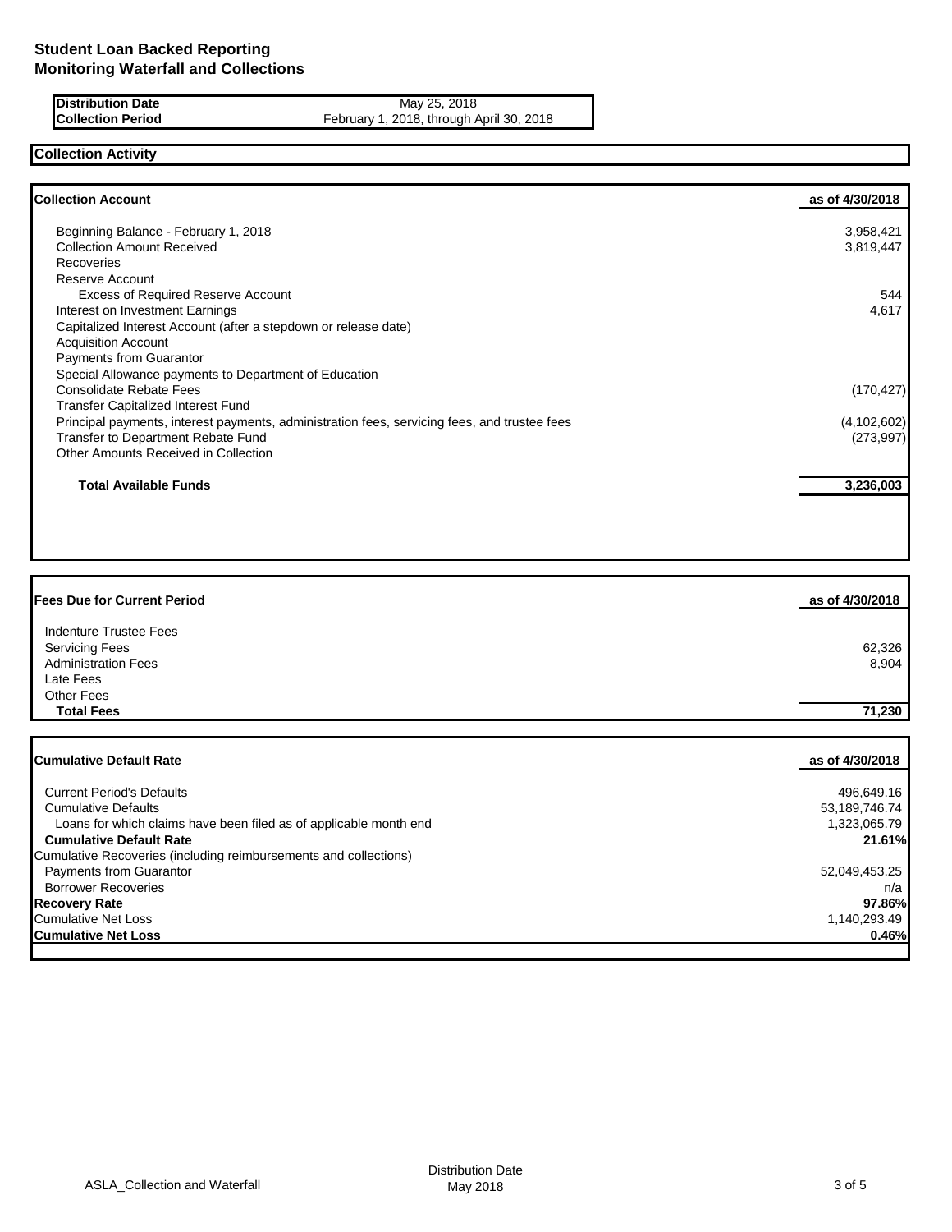# Student Loan Backed Reporting
# Monitoring Waterfall and Collections

| | |
|---|---|
| **Distribution Date** | May 25, 2018 |
| **Collection Period** | February 1, 2018, through April 30, 2018 |

## Collection Activity

| **Collection Account** | **as of 4/30/2018** |
|---|---|
| Beginning Balance - February 1, 2018 | 3,958,421 |
| Collection Amount Received | 3,819,447 |
| Recoveries | |
| Reserve Account | |
| Excess of Required Reserve Account | 544 |
| Interest on Investment Earnings | 4,617 |
| Capitalized Interest Account (after a stepdown or release date) | |
| Acquisition Account | |
| Payments from Guarantor | |
| Special Allowance payments to Department of Education | |
| Consolidate Rebate Fees | (170,427) |
| Transfer Capitalized Interest Fund | |
| Principal payments, interest payments, administration fees, servicing fees, and trustee fees | (4,102,602) |
| Transfer to Department Rebate Fund | (273,997) |
| Other Amounts Received in Collection | |
| **Total Available Funds** | **3,236,003** |

| **Fees Due for Current Period** | **as of 4/30/2018** |
|---|---|
| Indenture Trustee Fees | |
| Servicing Fees | 62,326 |
| Administration Fees | 8,904 |
| Late Fees | |
| Other Fees | |
| **Total Fees** | **71,230** |

| **Cumulative Default Rate** | **as of 4/30/2018** |
|---|---|
| Current Period's Defaults | 496,649.16 |
| Cumulative Defaults | 53,189,746.74 |
| Loans for which claims have been filed as of applicable month end | 1,323,065.79 |
| **Cumulative Default Rate** | **21.61%** |
| Cumulative Recoveries (including reimbursements and collections) | |
| Payments from Guarantor | 52,049,453.25 |
| Borrower Recoveries | n/a |
| **Recovery Rate** | **97.86%** |
| Cumulative Net Loss | 1,140,293.49 |
| **Cumulative Net Loss** | **0.46%** |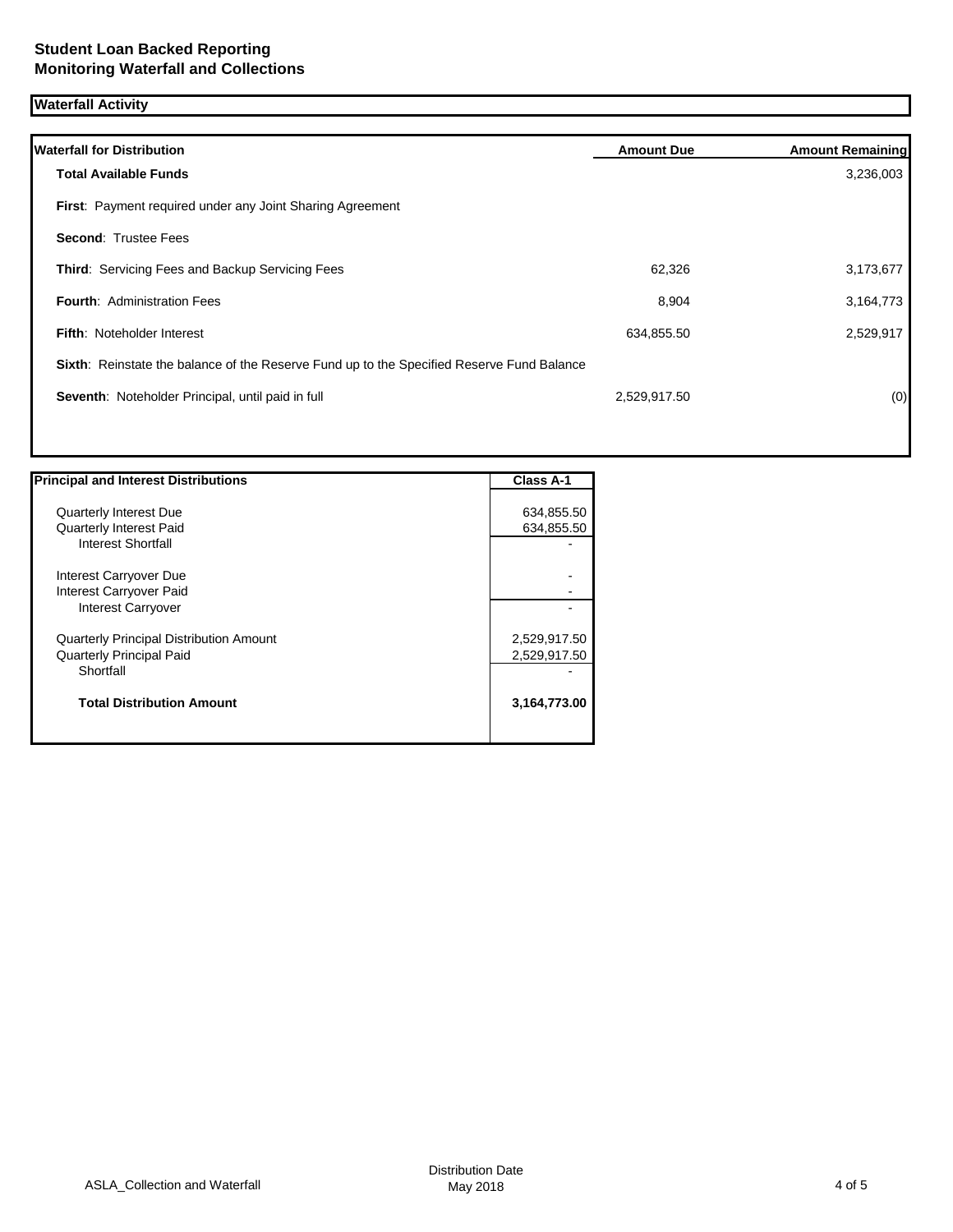**Student Loan Backed Reporting**
**Monitoring Waterfall and Collections**

## Waterfall Activity

| Waterfall for Distribution | Amount Due | Amount Remaining |
|---|---|---|
| **Total Available Funds** | | 3,236,003 |
| **First**: Payment required under any Joint Sharing Agreement | | |
| **Second**: Trustee Fees | | |
| **Third**: Servicing Fees and Backup Servicing Fees | 62,326 | 3,173,677 |
| **Fourth**: Administration Fees | 8,904 | 3,164,773 |
| **Fifth**: Noteholder Interest | 634,855.50 | 2,529,917 |
| **Sixth**: Reinstate the balance of the Reserve Fund up to the Specified Reserve Fund Balance | | |
| **Seventh**: Noteholder Principal, until paid in full | 2,529,917.50 | (0) |

| Principal and Interest Distributions | Class A-1 |
|---|---|
| Quarterly Interest Due | 634,855.50 |
| Quarterly Interest Paid | 634,855.50 |
| Interest Shortfall | - |
| Interest Carryover Due | - |
| Interest Carryover Paid | - |
| Interest Carryover | - |
| Quarterly Principal Distribution Amount | 2,529,917.50 |
| Quarterly Principal Paid | 2,529,917.50 |
| Shortfall | - |
| **Total Distribution Amount** | **3,164,773.00** |

ASLA_Collection and Waterfall

Distribution Date May 2018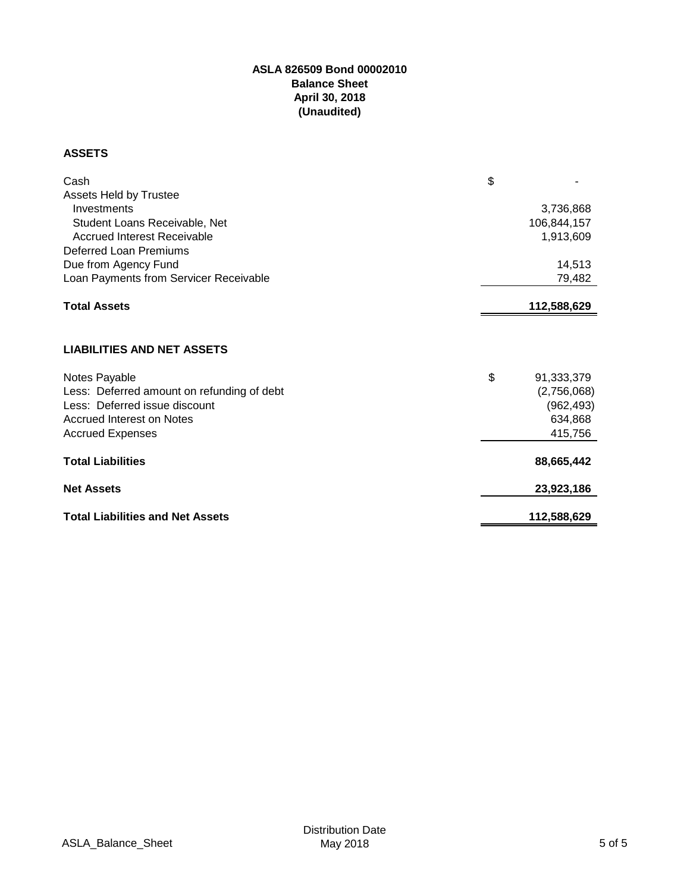**ASLA 826509 Bond 00002010**
**Balance Sheet**
**April 30, 2018**
**(Unaudited)**

**ASSETS**

| | |
|---|---|
| Cash | $ - |
| Assets Held by Trustee | |
| Investments | 3,736,868 |
| Student Loans Receivable, Net | 106,844,157 |
| Accrued Interest Receivable | 1,913,609 |
| Deferred Loan Premiums | |
| Due from Agency Fund | 14,513 |
| Loan Payments from Servicer Receivable | 79,482 |
| **Total Assets** | **112,588,629** |

**LIABILITIES AND NET ASSETS**

| | |
|---|---|
| Notes Payable | $ 91,333,379 |
| Less: Deferred amount on refunding of debt | (2,756,068) |
| Less: Deferred issue discount | (962,493) |
| Accrued Interest on Notes | 634,868 |
| Accrued Expenses | 415,756 |
| **Total Liabilities** | **88,665,442** |
| **Net Assets** | **23,923,186** |
| **Total Liabilities and Net Assets** | **112,588,629** |

ASLA_Balance_Sheet

Distribution Date
May 2018